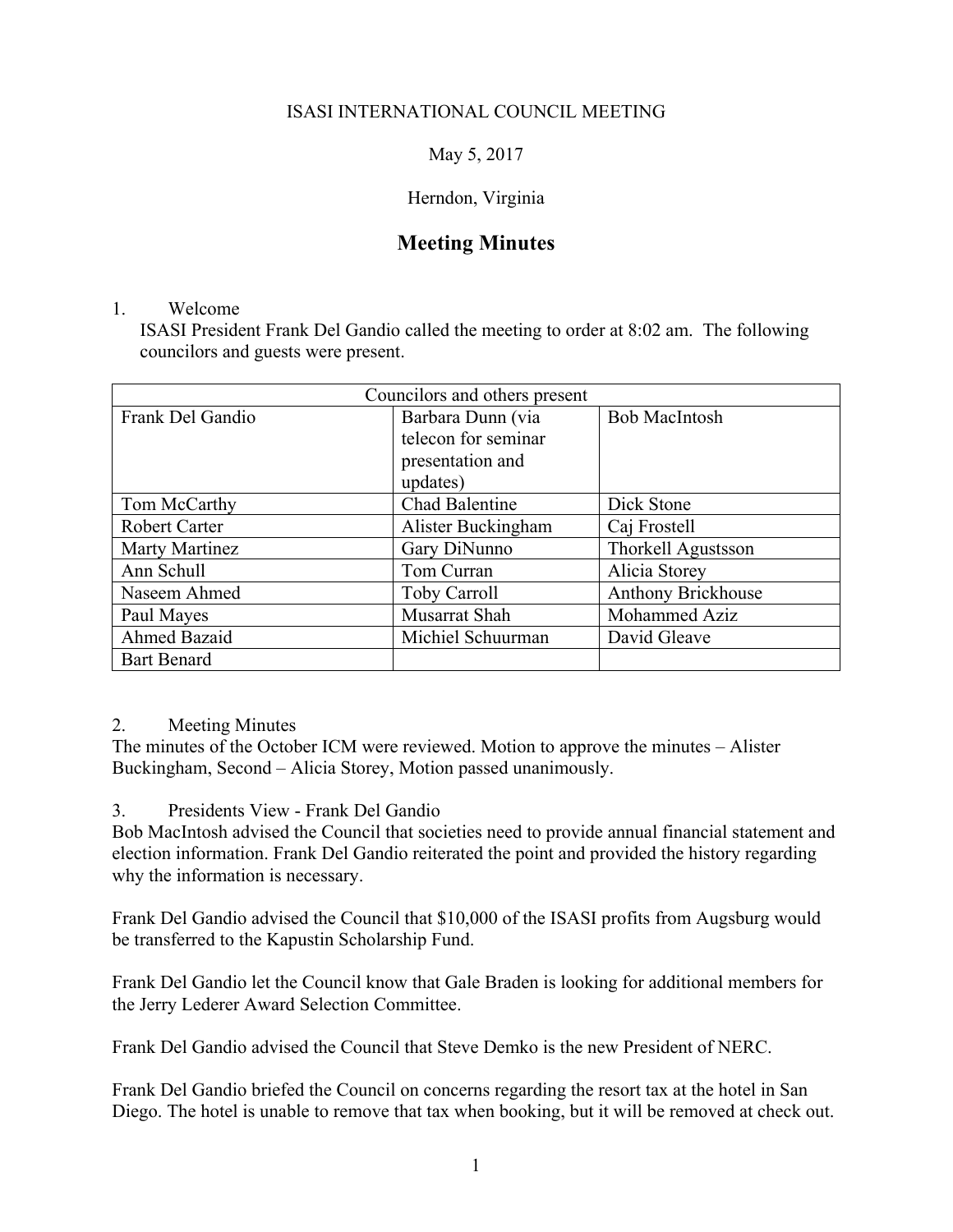ISASI INTERNATIONAL COUNCIL MEETING

May 5, 2017

Herndon, Virginia

# Meeting Minutes

1. Welcome

ISASI President Frank Del Gandio called the meeting to order at 8:02 am. The following councilors and guests were present.

| Councilors and others present | | |
|---|---|---|
| Frank Del Gandio | Barbara Dunn (via telecon for seminar presentation and updates) | Bob MacIntosh |
| Tom McCarthy | Chad Balentine | Dick Stone |
| Robert Carter | Alister Buckingham | Caj Frostell |
| Marty Martinez | Gary DiNunno | Thorkell Agustsson |
| Ann Schull | Tom Curran | Alicia Storey |
| Naseem Ahmed | Toby Carroll | Anthony Brickhouse |
| Paul Mayes | Musarrat Shah | Mohammed Aziz |
| Ahmed Bazaid | Michiel Schuurman | David Gleave |
| Bart Benard | | |

2. Meeting Minutes

The minutes of the October ICM were reviewed. Motion to approve the minutes – Alister Buckingham, Second – Alicia Storey, Motion passed unanimously.

3. Presidents View - Frank Del Gandio

Bob MacIntosh advised the Council that societies need to provide annual financial statement and election information. Frank Del Gandio reiterated the point and provided the history regarding why the information is necessary.

Frank Del Gandio advised the Council that $10,000 of the ISASI profits from Augsburg would be transferred to the Kapustin Scholarship Fund.

Frank Del Gandio let the Council know that Gale Braden is looking for additional members for the Jerry Lederer Award Selection Committee.

Frank Del Gandio advised the Council that Steve Demko is the new President of NERC.

Frank Del Gandio briefed the Council on concerns regarding the resort tax at the hotel in San Diego. The hotel is unable to remove that tax when booking, but it will be removed at check out.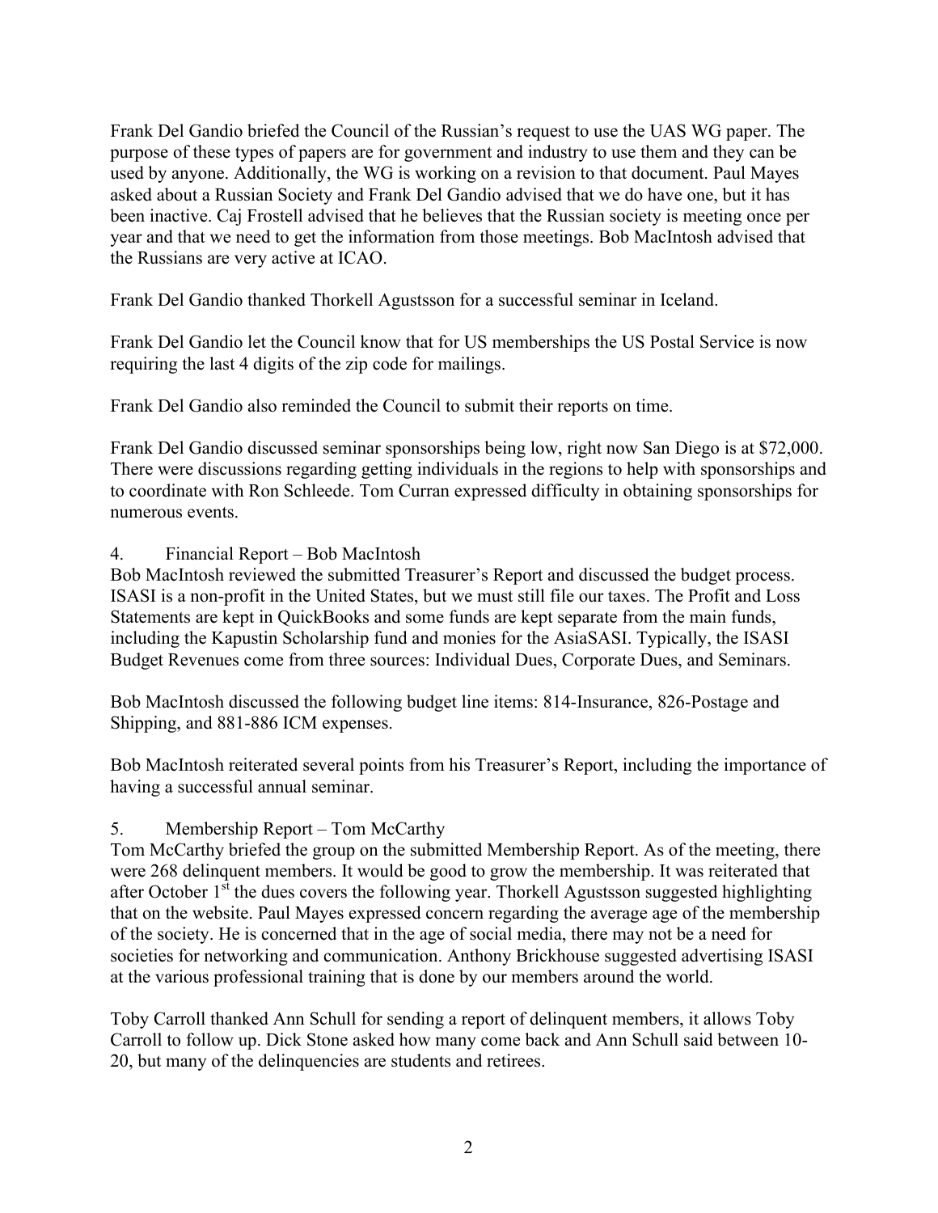Frank Del Gandio briefed the Council of the Russian's request to use the UAS WG paper. The purpose of these types of papers are for government and industry to use them and they can be used by anyone. Additionally, the WG is working on a revision to that document. Paul Mayes asked about a Russian Society and Frank Del Gandio advised that we do have one, but it has been inactive. Caj Frostell advised that he believes that the Russian society is meeting once per year and that we need to get the information from those meetings. Bob MacIntosh advised that the Russians are very active at ICAO.

Frank Del Gandio thanked Thorkell Agustsson for a successful seminar in Iceland.

Frank Del Gandio let the Council know that for US memberships the US Postal Service is now requiring the last 4 digits of the zip code for mailings.

Frank Del Gandio also reminded the Council to submit their reports on time.

Frank Del Gandio discussed seminar sponsorships being low, right now San Diego is at $72,000. There were discussions regarding getting individuals in the regions to help with sponsorships and to coordinate with Ron Schleede. Tom Curran expressed difficulty in obtaining sponsorships for numerous events.

4. Financial Report – Bob MacIntosh

Bob MacIntosh reviewed the submitted Treasurer's Report and discussed the budget process. ISASI is a non-profit in the United States, but we must still file our taxes. The Profit and Loss Statements are kept in QuickBooks and some funds are kept separate from the main funds, including the Kapustin Scholarship fund and monies for the AsiaSASI. Typically, the ISASI Budget Revenues come from three sources: Individual Dues, Corporate Dues, and Seminars.

Bob MacIntosh discussed the following budget line items: 814-Insurance, 826-Postage and Shipping, and 881-886 ICM expenses.

Bob MacIntosh reiterated several points from his Treasurer's Report, including the importance of having a successful annual seminar.

5. Membership Report – Tom McCarthy

Tom McCarthy briefed the group on the submitted Membership Report. As of the meeting, there were 268 delinquent members. It would be good to grow the membership. It was reiterated that after October 1st the dues covers the following year. Thorkell Agustsson suggested highlighting that on the website. Paul Mayes expressed concern regarding the average age of the membership of the society. He is concerned that in the age of social media, there may not be a need for societies for networking and communication. Anthony Brickhouse suggested advertising ISASI at the various professional training that is done by our members around the world.

Toby Carroll thanked Ann Schull for sending a report of delinquent members, it allows Toby Carroll to follow up. Dick Stone asked how many come back and Ann Schull said between 10-20, but many of the delinquencies are students and retirees.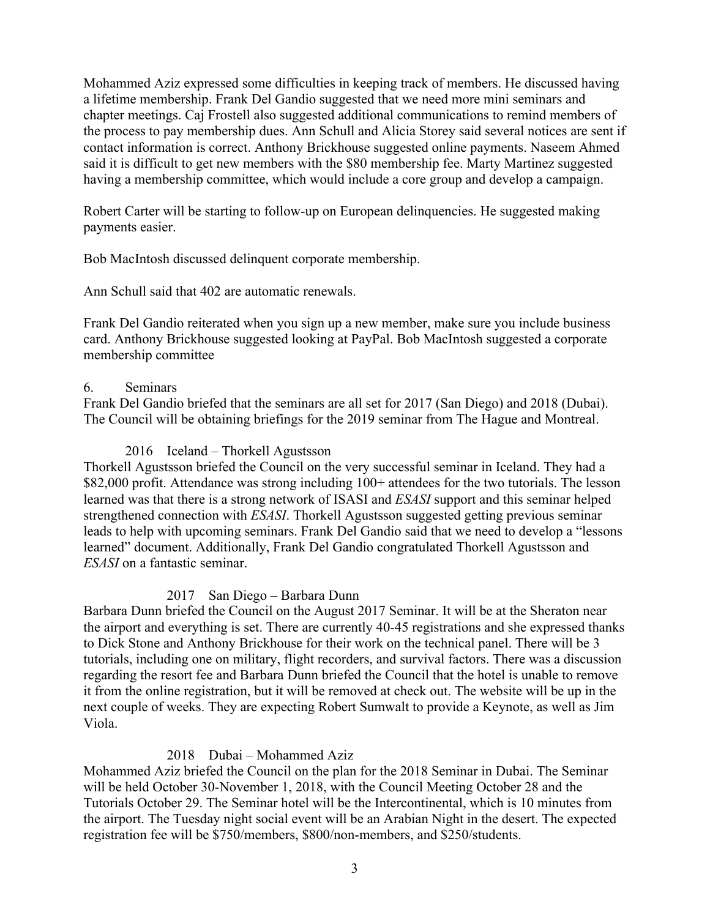Mohammed Aziz expressed some difficulties in keeping track of members. He discussed having a lifetime membership. Frank Del Gandio suggested that we need more mini seminars and chapter meetings. Caj Frostell also suggested additional communications to remind members of the process to pay membership dues. Ann Schull and Alicia Storey said several notices are sent if contact information is correct. Anthony Brickhouse suggested online payments. Naseem Ahmed said it is difficult to get new members with the $80 membership fee. Marty Martinez suggested having a membership committee, which would include a core group and develop a campaign.

Robert Carter will be starting to follow-up on European delinquencies. He suggested making payments easier.

Bob MacIntosh discussed delinquent corporate membership.

Ann Schull said that 402 are automatic renewals.

Frank Del Gandio reiterated when you sign up a new member, make sure you include business card. Anthony Brickhouse suggested looking at PayPal. Bob MacIntosh suggested a corporate membership committee

6. Seminars

Frank Del Gandio briefed that the seminars are all set for 2017 (San Diego) and 2018 (Dubai). The Council will be obtaining briefings for the 2019 seminar from The Hague and Montreal.

2016 Iceland – Thorkell Agustsson

Thorkell Agustsson briefed the Council on the very successful seminar in Iceland. They had a $82,000 profit. Attendance was strong including 100+ attendees for the two tutorials. The lesson learned was that there is a strong network of ISASI and *ESASI* support and this seminar helped strengthened connection with *ESASI*. Thorkell Agustsson suggested getting previous seminar leads to help with upcoming seminars. Frank Del Gandio said that we need to develop a "lessons learned" document. Additionally, Frank Del Gandio congratulated Thorkell Agustsson and *ESASI* on a fantastic seminar.

2017 San Diego – Barbara Dunn

Barbara Dunn briefed the Council on the August 2017 Seminar. It will be at the Sheraton near the airport and everything is set. There are currently 40-45 registrations and she expressed thanks to Dick Stone and Anthony Brickhouse for their work on the technical panel. There will be 3 tutorials, including one on military, flight recorders, and survival factors. There was a discussion regarding the resort fee and Barbara Dunn briefed the Council that the hotel is unable to remove it from the online registration, but it will be removed at check out. The website will be up in the next couple of weeks. They are expecting Robert Sumwalt to provide a Keynote, as well as Jim Viola.

2018 Dubai – Mohammed Aziz

Mohammed Aziz briefed the Council on the plan for the 2018 Seminar in Dubai. The Seminar will be held October 30-November 1, 2018, with the Council Meeting October 28 and the Tutorials October 29. The Seminar hotel will be the Intercontinental, which is 10 minutes from the airport. The Tuesday night social event will be an Arabian Night in the desert. The expected registration fee will be $750/members, $800/non-members, and $250/students.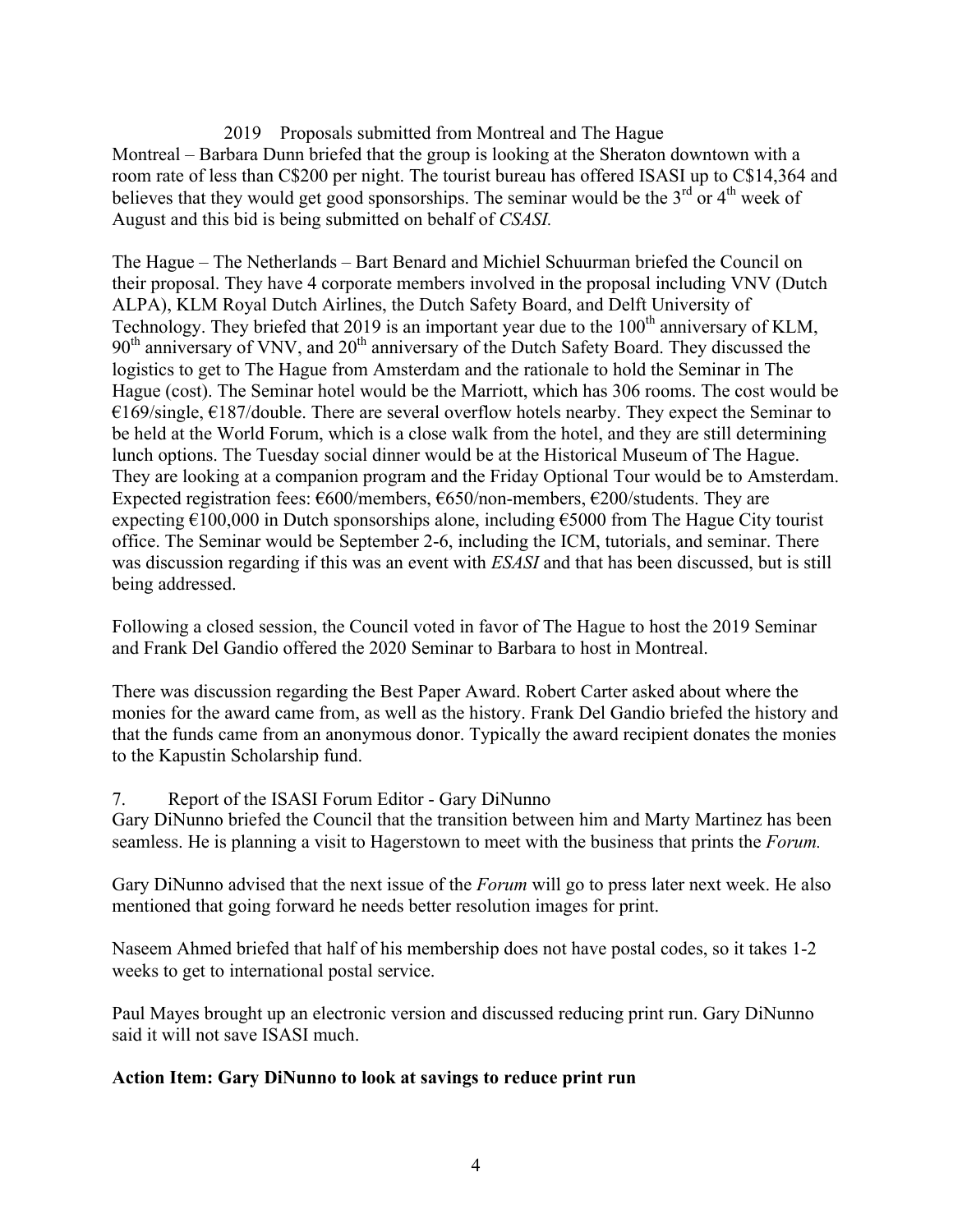2019 Proposals submitted from Montreal and The Hague

Montreal – Barbara Dunn briefed that the group is looking at the Sheraton downtown with a room rate of less than C$200 per night. The tourist bureau has offered ISASI up to C$14,364 and believes that they would get good sponsorships. The seminar would be the 3rd or 4th week of August and this bid is being submitted on behalf of *CSASI.*

The Hague – The Netherlands – Bart Benard and Michiel Schuurman briefed the Council on their proposal. They have 4 corporate members involved in the proposal including VNV (Dutch ALPA), KLM Royal Dutch Airlines, the Dutch Safety Board, and Delft University of Technology. They briefed that 2019 is an important year due to the 100th anniversary of KLM, 90th anniversary of VNV, and 20th anniversary of the Dutch Safety Board. They discussed the logistics to get to The Hague from Amsterdam and the rationale to hold the Seminar in The Hague (cost). The Seminar hotel would be the Marriott, which has 306 rooms. The cost would be €169/single, €187/double. There are several overflow hotels nearby. They expect the Seminar to be held at the World Forum, which is a close walk from the hotel, and they are still determining lunch options. The Tuesday social dinner would be at the Historical Museum of The Hague. They are looking at a companion program and the Friday Optional Tour would be to Amsterdam. Expected registration fees: €600/members, €650/non-members, €200/students. They are expecting €100,000 in Dutch sponsorships alone, including €5000 from The Hague City tourist office. The Seminar would be September 2-6, including the ICM, tutorials, and seminar. There was discussion regarding if this was an event with *ESASI* and that has been discussed, but is still being addressed.

Following a closed session, the Council voted in favor of The Hague to host the 2019 Seminar and Frank Del Gandio offered the 2020 Seminar to Barbara to host in Montreal.

There was discussion regarding the Best Paper Award. Robert Carter asked about where the monies for the award came from, as well as the history. Frank Del Gandio briefed the history and that the funds came from an anonymous donor. Typically the award recipient donates the monies to the Kapustin Scholarship fund.

7. Report of the ISASI Forum Editor - Gary DiNunno

Gary DiNunno briefed the Council that the transition between him and Marty Martinez has been seamless. He is planning a visit to Hagerstown to meet with the business that prints the *Forum.*

Gary DiNunno advised that the next issue of the *Forum* will go to press later next week. He also mentioned that going forward he needs better resolution images for print.

Naseem Ahmed briefed that half of his membership does not have postal codes, so it takes 1-2 weeks to get to international postal service.

Paul Mayes brought up an electronic version and discussed reducing print run. Gary DiNunno said it will not save ISASI much.

**Action Item: Gary DiNunno to look at savings to reduce print run**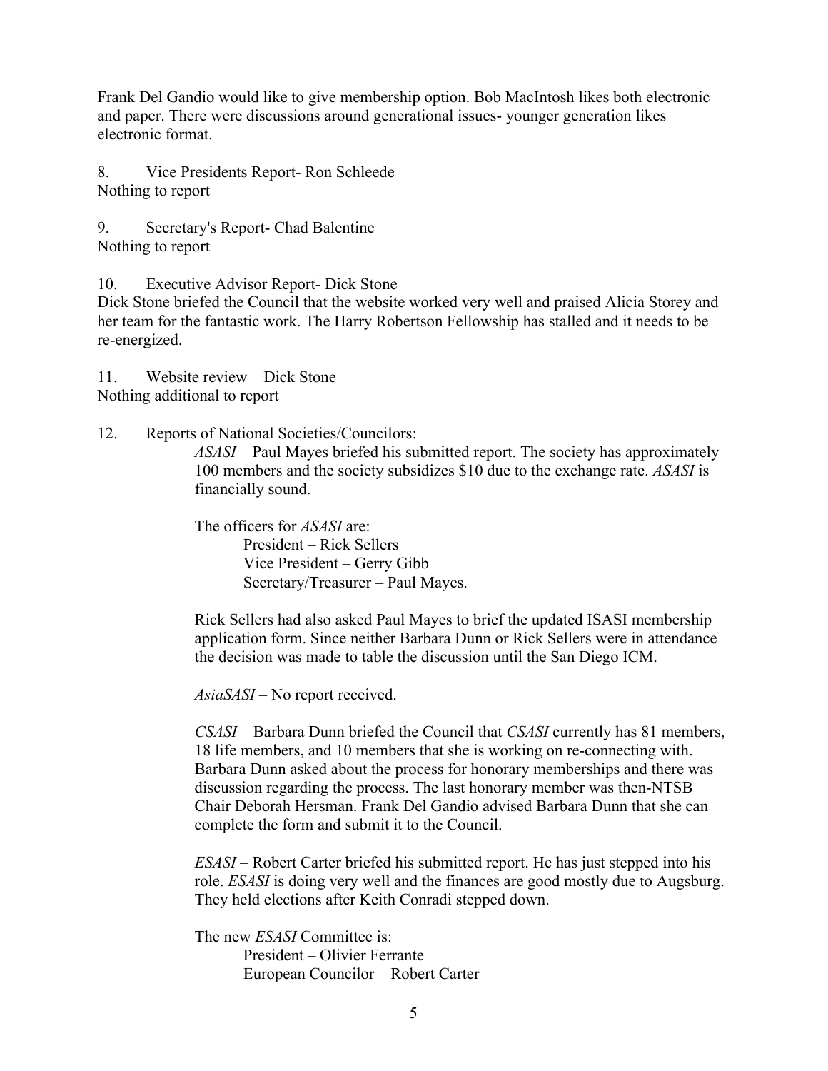Frank Del Gandio would like to give membership option. Bob MacIntosh likes both electronic and paper. There were discussions around generational issues- younger generation likes electronic format.

8. Vice Presidents Report- Ron Schleede
Nothing to report

9. Secretary's Report- Chad Balentine
Nothing to report

10. Executive Advisor Report- Dick Stone
Dick Stone briefed the Council that the website worked very well and praised Alicia Storey and her team for the fantastic work. The Harry Robertson Fellowship has stalled and it needs to be re-energized.

11. Website review – Dick Stone
Nothing additional to report

12. Reports of National Societies/Councilors:

*ASASI* – Paul Mayes briefed his submitted report. The society has approximately 100 members and the society subsidizes $10 due to the exchange rate. *ASASI* is financially sound.

The officers for *ASASI* are:
- President – Rick Sellers
- Vice President – Gerry Gibb
- Secretary/Treasurer – Paul Mayes.

Rick Sellers had also asked Paul Mayes to brief the updated ISASI membership application form. Since neither Barbara Dunn or Rick Sellers were in attendance the decision was made to table the discussion until the San Diego ICM.

*AsiaSASI* – No report received.

*CSASI* – Barbara Dunn briefed the Council that *CSASI* currently has 81 members, 18 life members, and 10 members that she is working on re-connecting with. Barbara Dunn asked about the process for honorary memberships and there was discussion regarding the process. The last honorary member was then-NTSB Chair Deborah Hersman. Frank Del Gandio advised Barbara Dunn that she can complete the form and submit it to the Council.

*ESASI* – Robert Carter briefed his submitted report. He has just stepped into his role. *ESASI* is doing very well and the finances are good mostly due to Augsburg. They held elections after Keith Conradi stepped down.

The new *ESASI* Committee is:
- President – Olivier Ferrante
- European Councilor – Robert Carter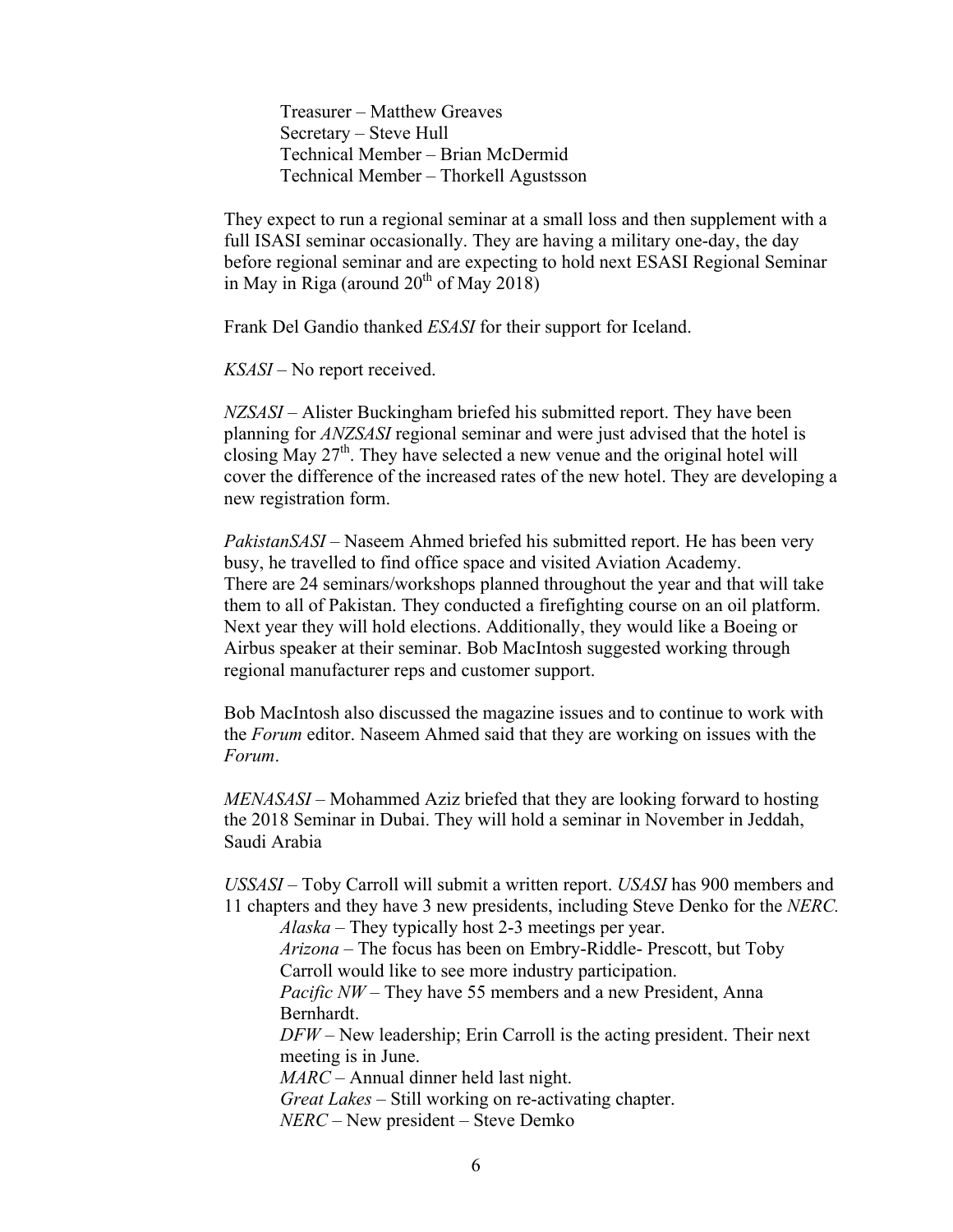Treasurer – Matthew Greaves  
Secretary – Steve Hull  
Technical Member – Brian McDermid  
Technical Member – Thorkell Agustsson

They expect to run a regional seminar at a small loss and then supplement with a full ISASI seminar occasionally. They are having a military one-day, the day before regional seminar and are expecting to hold next ESASI Regional Seminar in May in Riga (around 20th of May 2018)

Frank Del Gandio thanked *ESASI* for their support for Iceland.

*KSASI* – No report received.

*NZSASI* – Alister Buckingham briefed his submitted report. They have been planning for *ANZSASI* regional seminar and were just advised that the hotel is closing May 27th. They have selected a new venue and the original hotel will cover the difference of the increased rates of the new hotel. They are developing a new registration form.

*PakistanSASI* – Naseem Ahmed briefed his submitted report. He has been very busy, he travelled to find office space and visited Aviation Academy. There are 24 seminars/workshops planned throughout the year and that will take them to all of Pakistan. They conducted a firefighting course on an oil platform. Next year they will hold elections. Additionally, they would like a Boeing or Airbus speaker at their seminar. Bob MacIntosh suggested working through regional manufacturer reps and customer support.

Bob MacIntosh also discussed the magazine issues and to continue to work with the *Forum* editor. Naseem Ahmed said that they are working on issues with the *Forum*.

*MENASASI* – Mohammed Aziz briefed that they are looking forward to hosting the 2018 Seminar in Dubai. They will hold a seminar in November in Jeddah, Saudi Arabia

*USSASI* – Toby Carroll will submit a written report. *USASI* has 900 members and 11 chapters and they have 3 new presidents, including Steve Denko for the *NERC.*

*Alaska* – They typically host 2-3 meetings per year.  
*Arizona* – The focus has been on Embry-Riddle- Prescott, but Toby Carroll would like to see more industry participation.  
*Pacific NW* – They have 55 members and a new President, Anna Bernhardt.  
*DFW* – New leadership; Erin Carroll is the acting president. Their next meeting is in June.  
*MARC* – Annual dinner held last night.  
*Great Lakes* – Still working on re-activating chapter.  
*NERC* – New president – Steve Demko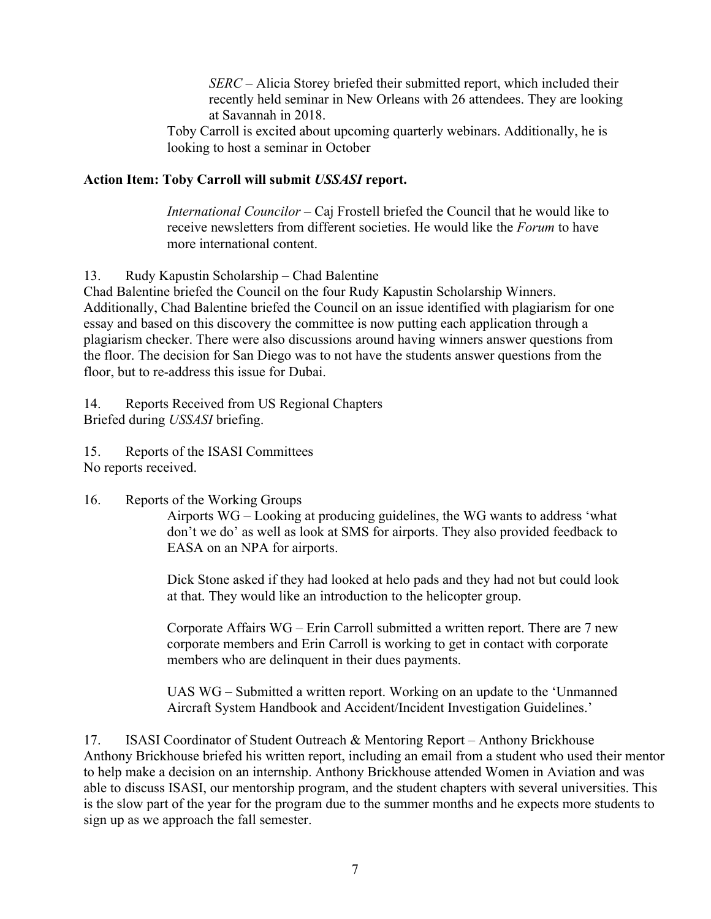*SERC* – Alicia Storey briefed their submitted report, which included their recently held seminar in New Orleans with 26 attendees. They are looking at Savannah in 2018.

Toby Carroll is excited about upcoming quarterly webinars. Additionally, he is looking to host a seminar in October

**Action Item: Toby Carroll will submit *USSASI* report.**

*International Councilor* – Caj Frostell briefed the Council that he would like to receive newsletters from different societies. He would like the *Forum* to have more international content.

13. Rudy Kapustin Scholarship – Chad Balentine

Chad Balentine briefed the Council on the four Rudy Kapustin Scholarship Winners. Additionally, Chad Balentine briefed the Council on an issue identified with plagiarism for one essay and based on this discovery the committee is now putting each application through a plagiarism checker. There were also discussions around having winners answer questions from the floor. The decision for San Diego was to not have the students answer questions from the floor, but to re-address this issue for Dubai.

14. Reports Received from US Regional Chapters

Briefed during *USSASI* briefing.

15. Reports of the ISASI Committees

No reports received.

16. Reports of the Working Groups

Airports WG – Looking at producing guidelines, the WG wants to address 'what don't we do' as well as look at SMS for airports. They also provided feedback to EASA on an NPA for airports.

Dick Stone asked if they had looked at helo pads and they had not but could look at that. They would like an introduction to the helicopter group.

Corporate Affairs WG – Erin Carroll submitted a written report. There are 7 new corporate members and Erin Carroll is working to get in contact with corporate members who are delinquent in their dues payments.

UAS WG – Submitted a written report. Working on an update to the 'Unmanned Aircraft System Handbook and Accident/Incident Investigation Guidelines.'

17. ISASI Coordinator of Student Outreach & Mentoring Report – Anthony Brickhouse

Anthony Brickhouse briefed his written report, including an email from a student who used their mentor to help make a decision on an internship. Anthony Brickhouse attended Women in Aviation and was able to discuss ISASI, our mentorship program, and the student chapters with several universities. This is the slow part of the year for the program due to the summer months and he expects more students to sign up as we approach the fall semester.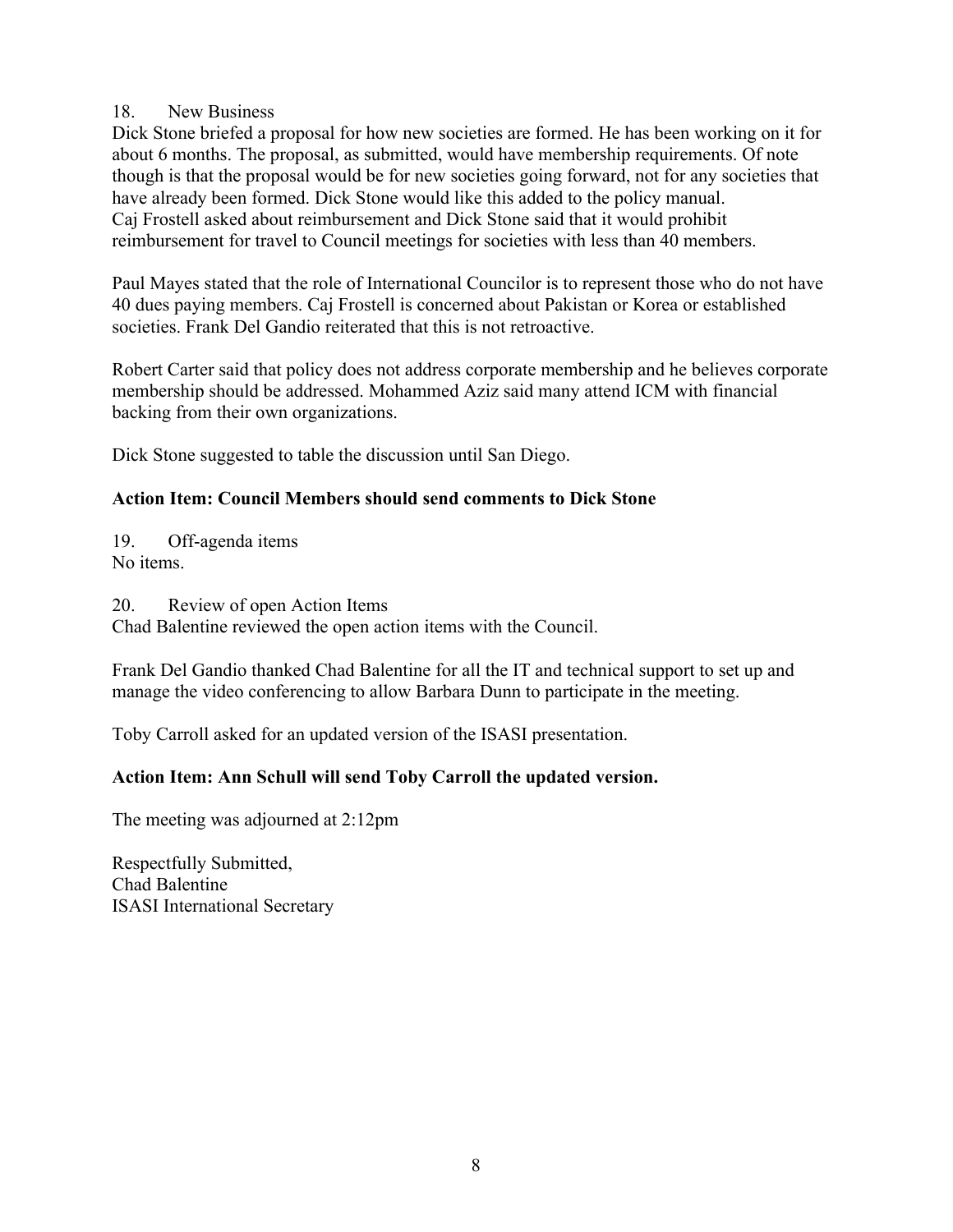18. New Business

Dick Stone briefed a proposal for how new societies are formed. He has been working on it for about 6 months. The proposal, as submitted, would have membership requirements. Of note though is that the proposal would be for new societies going forward, not for any societies that have already been formed. Dick Stone would like this added to the policy manual.
Caj Frostell asked about reimbursement and Dick Stone said that it would prohibit reimbursement for travel to Council meetings for societies with less than 40 members.

Paul Mayes stated that the role of International Councilor is to represent those who do not have 40 dues paying members. Caj Frostell is concerned about Pakistan or Korea or established societies. Frank Del Gandio reiterated that this is not retroactive.

Robert Carter said that policy does not address corporate membership and he believes corporate membership should be addressed. Mohammed Aziz said many attend ICM with financial backing from their own organizations.

Dick Stone suggested to table the discussion until San Diego.

**Action Item: Council Members should send comments to Dick Stone**

19. Off-agenda items

No items.

20. Review of open Action Items

Chad Balentine reviewed the open action items with the Council.

Frank Del Gandio thanked Chad Balentine for all the IT and technical support to set up and manage the video conferencing to allow Barbara Dunn to participate in the meeting.

Toby Carroll asked for an updated version of the ISASI presentation.

**Action Item: Ann Schull will send Toby Carroll the updated version.**

The meeting was adjourned at 2:12pm

Respectfully Submitted,
Chad Balentine
ISASI International Secretary